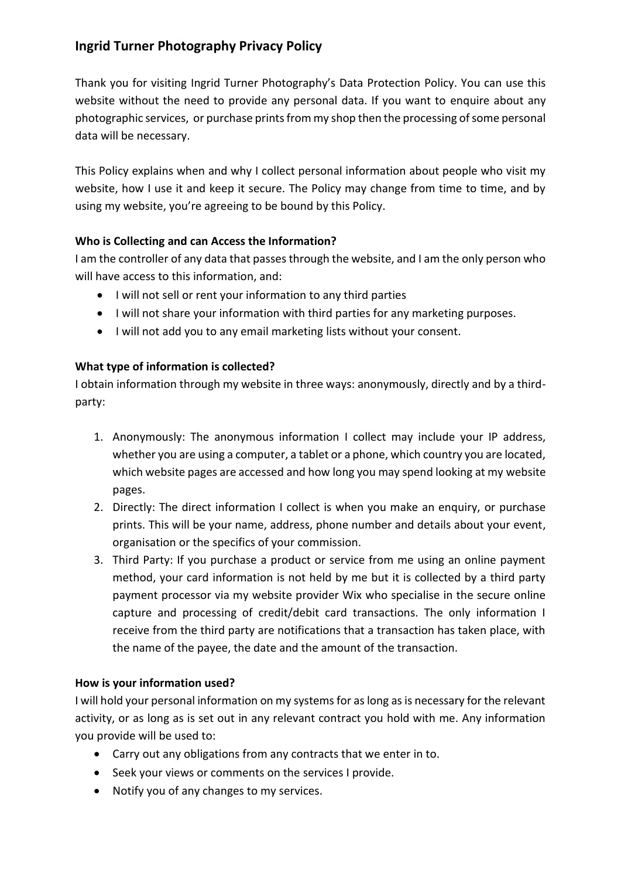## Ingrid Turner Photography Privacy Policy

Thank you for visiting Ingrid Turner Photography's Data Protection Policy. You can use this website without the need to provide any personal data. If you want to enquire about any photographic services, or purchase prints from my shop then the processing of some personal data will be necessary.

This Policy explains when and why I collect personal information about people who visit my website, how I use it and keep it secure. The Policy may change from time to time, and by using my website, you're agreeing to be bound by this Policy.

**Who is Collecting and can Access the Information?**

I am the controller of any data that passes through the website, and I am the only person who will have access to this information, and:

- I will not sell or rent your information to any third parties
- I will not share your information with third parties for any marketing purposes.
- I will not add you to any email marketing lists without your consent.

**What type of information is collected?**

I obtain information through my website in three ways: anonymously, directly and by a third-party:

1. Anonymously: The anonymous information I collect may include your IP address, whether you are using a computer, a tablet or a phone, which country you are located, which website pages are accessed and how long you may spend looking at my website pages.
2. Directly: The direct information I collect is when you make an enquiry, or purchase prints. This will be your name, address, phone number and details about your event, organisation or the specifics of your commission.
3. Third Party: If you purchase a product or service from me using an online payment method, your card information is not held by me but it is collected by a third party payment processor via my website provider Wix who specialise in the secure online capture and processing of credit/debit card transactions. The only information I receive from the third party are notifications that a transaction has taken place, with the name of the payee, the date and the amount of the transaction.

**How is your information used?**

I will hold your personal information on my systems for as long as is necessary for the relevant activity, or as long as is set out in any relevant contract you hold with me. Any information you provide will be used to:

- Carry out any obligations from any contracts that we enter in to.
- Seek your views or comments on the services I provide.
- Notify you of any changes to my services.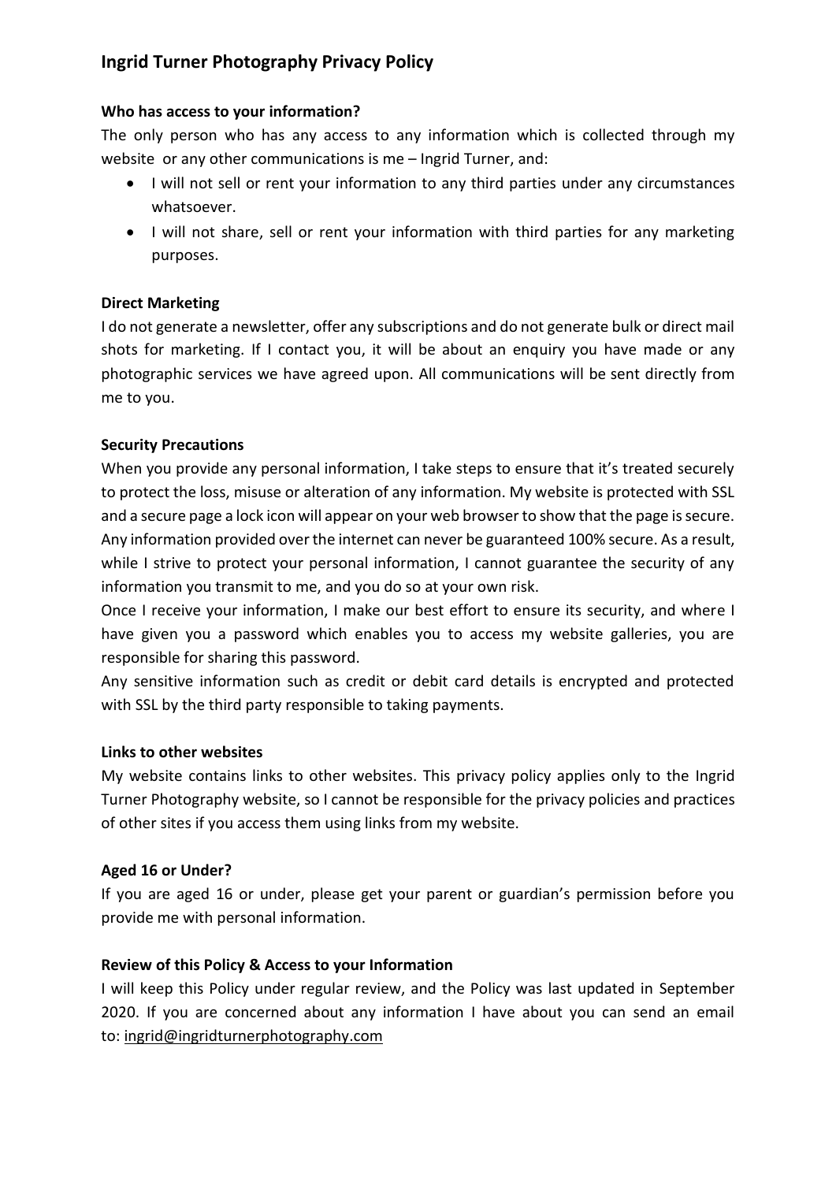## Ingrid Turner Photography Privacy Policy

**Who has access to your information?**

The only person who has any access to any information which is collected through my website or any other communications is me – Ingrid Turner, and:

- I will not sell or rent your information to any third parties under any circumstances whatsoever.
- I will not share, sell or rent your information with third parties for any marketing purposes.

**Direct Marketing**

I do not generate a newsletter, offer any subscriptions and do not generate bulk or direct mail shots for marketing. If I contact you, it will be about an enquiry you have made or any photographic services we have agreed upon. All communications will be sent directly from me to you.

**Security Precautions**

When you provide any personal information, I take steps to ensure that it's treated securely to protect the loss, misuse or alteration of any information. My website is protected with SSL and a secure page a lock icon will appear on your web browser to show that the page is secure. Any information provided over the internet can never be guaranteed 100% secure. As a result, while I strive to protect your personal information, I cannot guarantee the security of any information you transmit to me, and you do so at your own risk.

Once I receive your information, I make our best effort to ensure its security, and where I have given you a password which enables you to access my website galleries, you are responsible for sharing this password.

Any sensitive information such as credit or debit card details is encrypted and protected with SSL by the third party responsible to taking payments.

**Links to other websites**

My website contains links to other websites. This privacy policy applies only to the Ingrid Turner Photography website, so I cannot be responsible for the privacy policies and practices of other sites if you access them using links from my website.

**Aged 16 or Under?**

If you are aged 16 or under, please get your parent or guardian's permission before you provide me with personal information.

**Review of this Policy & Access to your Information**

I will keep this Policy under regular review, and the Policy was last updated in September 2020. If you are concerned about any information I have about you can send an email to: ingrid@ingridturnerphotography.com